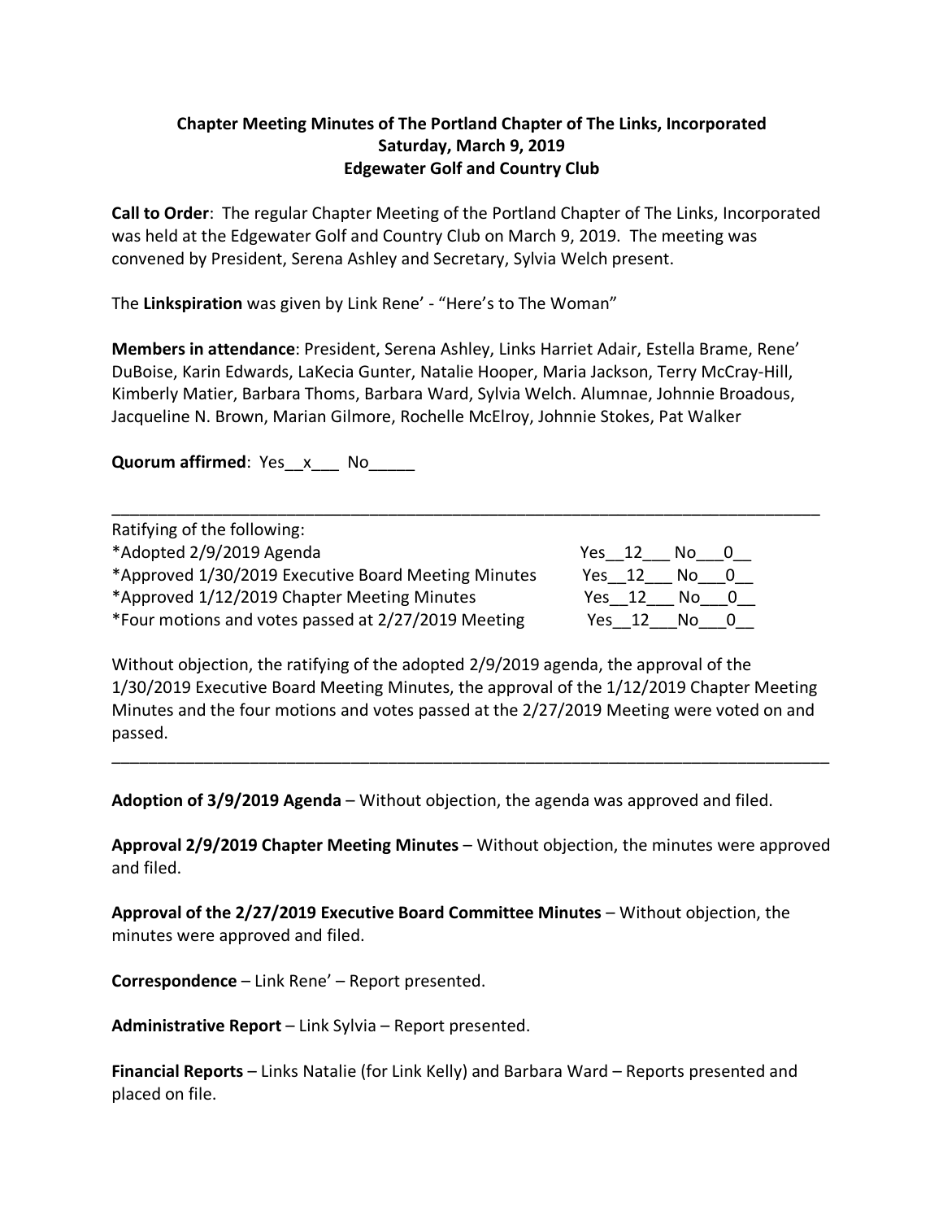**Chapter Meeting Minutes of The Portland Chapter of The Links, Incorporated**
**Saturday, March 9, 2019**
**Edgewater Golf and Country Club**

**Call to Order**: The regular Chapter Meeting of the Portland Chapter of The Links, Incorporated was held at the Edgewater Golf and Country Club on March 9, 2019. The meeting was convened by President, Serena Ashley and Secretary, Sylvia Welch present.

The **Linkspiration** was given by Link Rene' - "Here's to The Woman"

**Members in attendance**: President, Serena Ashley, Links Harriet Adair, Estella Brame, Rene' DuBoise, Karin Edwards, LaKecia Gunter, Natalie Hooper, Maria Jackson, Terry McCray-Hill, Kimberly Matier, Barbara Thoms, Barbara Ward, Sylvia Welch. Alumnae, Johnnie Broadous, Jacqueline N. Brown, Marian Gilmore, Rochelle McElroy, Johnnie Stokes, Pat Walker

**Quorum affirmed**: Yes__x___ No_____

---

Ratifying of the following:

| | |
|---|---|
| *Adopted 2/9/2019 Agenda | Yes__12___ No___0__ |
| *Approved 1/30/2019 Executive Board Meeting Minutes | Yes__12___ No___0__ |
| *Approved 1/12/2019 Chapter Meeting Minutes | Yes__12___ No___0__ |
| *Four motions and votes passed at 2/27/2019 Meeting | Yes__12___No___0__ |

Without objection, the ratifying of the adopted 2/9/2019 agenda, the approval of the 1/30/2019 Executive Board Meeting Minutes, the approval of the 1/12/2019 Chapter Meeting Minutes and the four motions and votes passed at the 2/27/2019 Meeting were voted on and passed.

---

**Adoption of 3/9/2019 Agenda** – Without objection, the agenda was approved and filed.

**Approval 2/9/2019 Chapter Meeting Minutes** – Without objection, the minutes were approved and filed.

**Approval of the 2/27/2019 Executive Board Committee Minutes** – Without objection, the minutes were approved and filed.

**Correspondence** – Link Rene' – Report presented.

**Administrative Report** – Link Sylvia – Report presented.

**Financial Reports** – Links Natalie (for Link Kelly) and Barbara Ward – Reports presented and placed on file.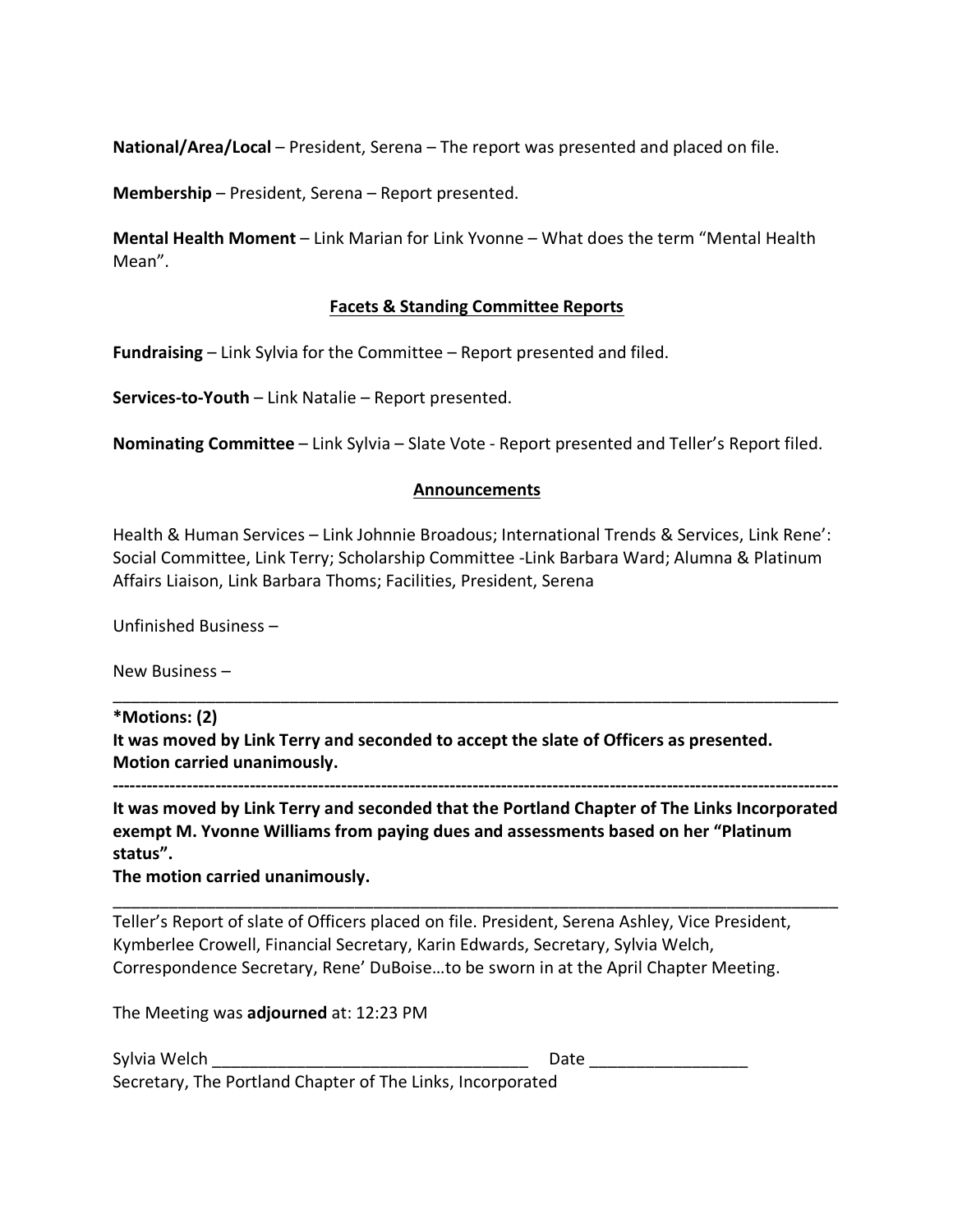**National/Area/Local** – President, Serena – The report was presented and placed on file.

**Membership** – President, Serena – Report presented.

**Mental Health Moment** – Link Marian for Link Yvonne – What does the term "Mental Health Mean".

## Facets & Standing Committee Reports

**Fundraising** – Link Sylvia for the Committee – Report presented and filed.

**Services-to-Youth** – Link Natalie – Report presented.

**Nominating Committee** – Link Sylvia – Slate Vote - Report presented and Teller's Report filed.

## Announcements

Health & Human Services – Link Johnnie Broadous; International Trends & Services, Link Rene': Social Committee, Link Terry; Scholarship Committee -Link Barbara Ward; Alumna & Platinum Affairs Liaison, Link Barbara Thoms; Facilities, President, Serena

Unfinished Business –

New Business –

---

**\*Motions: (2)**
**It was moved by Link Terry and seconded to accept the slate of Officers as presented.**
**Motion carried unanimously.**

---

**It was moved by Link Terry and seconded that the Portland Chapter of The Links Incorporated exempt M. Yvonne Williams from paying dues and assessments based on her "Platinum status".**
**The motion carried unanimously.**

---

Teller's Report of slate of Officers placed on file. President, Serena Ashley, Vice President, Kymberlee Crowell, Financial Secretary, Karin Edwards, Secretary, Sylvia Welch, Correspondence Secretary, Rene' DuBoise…to be sworn in at the April Chapter Meeting.

The Meeting was **adjourned** at: 12:23 PM

Sylvia Welch ________________________________ Date ________________
Secretary, The Portland Chapter of The Links, Incorporated